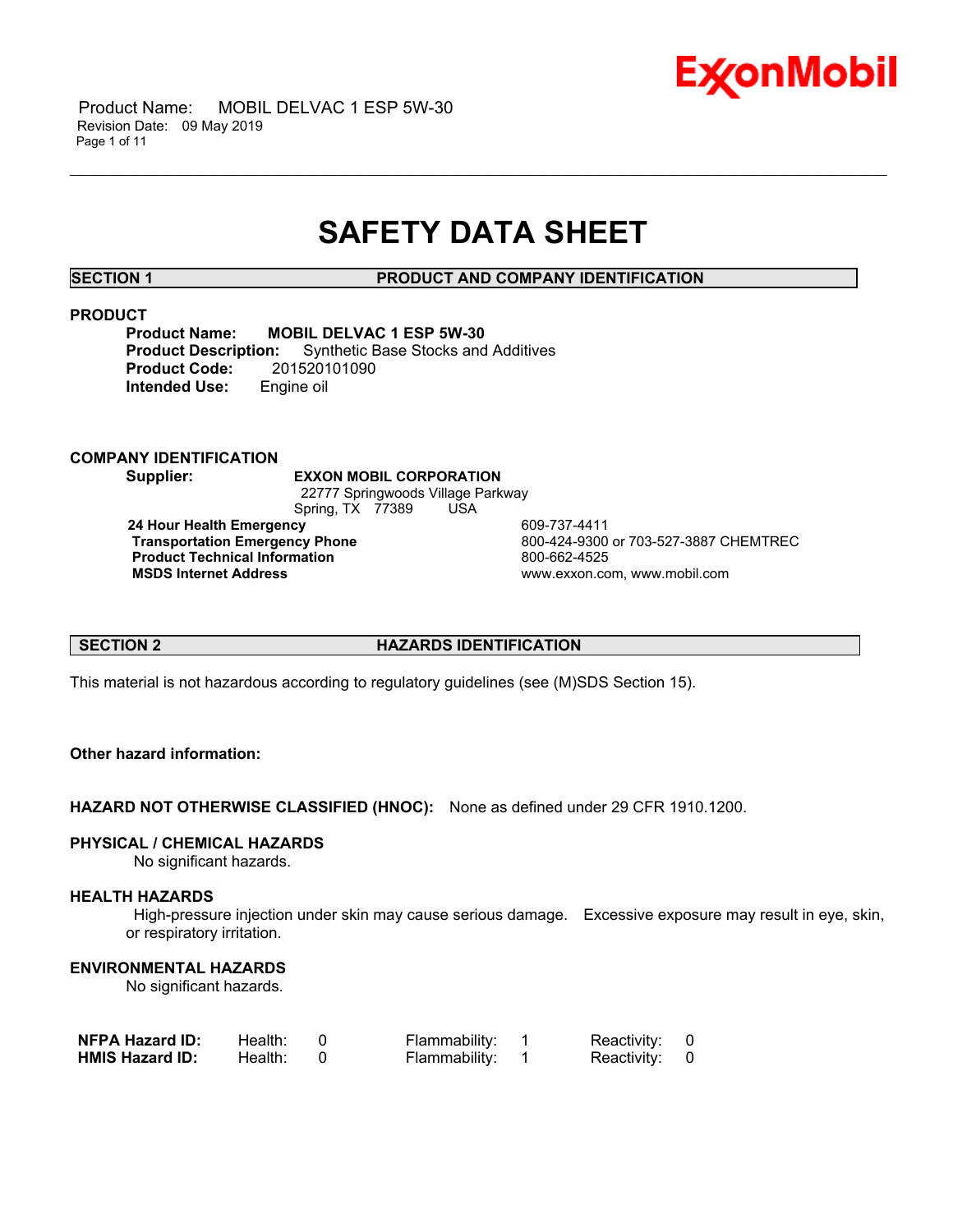# SAFETY DATA SHEET

## SECTION 1 PRODUCT AND COMPANY IDENTIFICATION

### PRODUCT

**Product Name:** **MOBIL DELVAC 1 ESP 5W-30**
**Product Description:** Synthetic Base Stocks and Additives
**Product Code:** 201520101090
**Intended Use:** Engine oil

### COMPANY IDENTIFICATION

**Supplier:** **EXXON MOBIL CORPORATION**
22777 Springwoods Village Parkway
Spring, TX 77389 USA

| | |
|---|---|
| **24 Hour Health Emergency** | 609-737-4411 |
| **Transportation Emergency Phone** | 800-424-9300 or 703-527-3887 CHEMTREC |
| **Product Technical Information** | 800-662-4525 |
| **MSDS Internet Address** | www.exxon.com, www.mobil.com |

## SECTION 2 HAZARDS IDENTIFICATION

This material is not hazardous according to regulatory guidelines (see (M)SDS Section 15).

**Other hazard information:**

**HAZARD NOT OTHERWISE CLASSIFIED (HNOC):** None as defined under 29 CFR 1910.1200.

### PHYSICAL / CHEMICAL HAZARDS

No significant hazards.

### HEALTH HAZARDS

High-pressure injection under skin may cause serious damage. Excessive exposure may result in eye, skin, or respiratory irritation.

### ENVIRONMENTAL HAZARDS

No significant hazards.

| | | | | | | |
|---|---|---|---|---|---|---|
| **NFPA Hazard ID:** | Health: | 0 | Flammability: | 1 | Reactivity: | 0 |
| **HMIS Hazard ID:** | Health: | 0 | Flammability: | 1 | Reactivity: | 0 |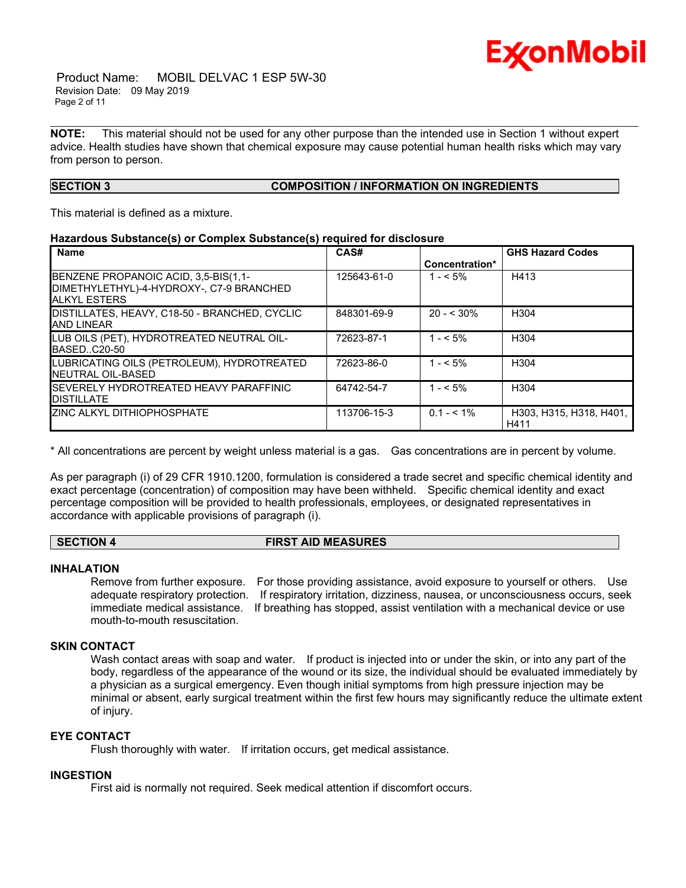**NOTE:** This material should not be used for any other purpose than the intended use in Section 1 without expert advice. Health studies have shown that chemical exposure may cause potential human health risks which may vary from person to person.

## SECTION 3 COMPOSITION / INFORMATION ON INGREDIENTS

This material is defined as a mixture.

**Hazardous Substance(s) or Complex Substance(s) required for disclosure**

| Name | CAS# | Concentration* | GHS Hazard Codes |
|---|---|---|---|
| BENZENE PROPANOIC ACID, 3,5-BIS(1,1-DIMETHYLETHYL)-4-HYDROXY-, C7-9 BRANCHED ALKYL ESTERS | 125643-61-0 | 1 - < 5% | H413 |
| DISTILLATES, HEAVY, C18-50 - BRANCHED, CYCLIC AND LINEAR | 848301-69-9 | 20 - < 30% | H304 |
| LUB OILS (PET), HYDROTREATED NEUTRAL OIL-BASED..C20-50 | 72623-87-1 | 1 - < 5% | H304 |
| LUBRICATING OILS (PETROLEUM), HYDROTREATED NEUTRAL OIL-BASED | 72623-86-0 | 1 - < 5% | H304 |
| SEVERELY HYDROTREATED HEAVY PARAFFINIC DISTILLATE | 64742-54-7 | 1 - < 5% | H304 |
| ZINC ALKYL DITHIOPHOSPHATE | 113706-15-3 | 0.1 - < 1% | H303, H315, H318, H401, H411 |

* All concentrations are percent by weight unless material is a gas. Gas concentrations are in percent by volume.

As per paragraph (i) of 29 CFR 1910.1200, formulation is considered a trade secret and specific chemical identity and exact percentage (concentration) of composition may have been withheld. Specific chemical identity and exact percentage composition will be provided to health professionals, employees, or designated representatives in accordance with applicable provisions of paragraph (i).

## SECTION 4 FIRST AID MEASURES

### INHALATION

Remove from further exposure. For those providing assistance, avoid exposure to yourself or others. Use adequate respiratory protection. If respiratory irritation, dizziness, nausea, or unconsciousness occurs, seek immediate medical assistance. If breathing has stopped, assist ventilation with a mechanical device or use mouth-to-mouth resuscitation.

### SKIN CONTACT

Wash contact areas with soap and water. If product is injected into or under the skin, or into any part of the body, regardless of the appearance of the wound or its size, the individual should be evaluated immediately by a physician as a surgical emergency. Even though initial symptoms from high pressure injection may be minimal or absent, early surgical treatment within the first few hours may significantly reduce the ultimate extent of injury.

### EYE CONTACT

Flush thoroughly with water. If irritation occurs, get medical assistance.

### INGESTION

First aid is normally not required. Seek medical attention if discomfort occurs.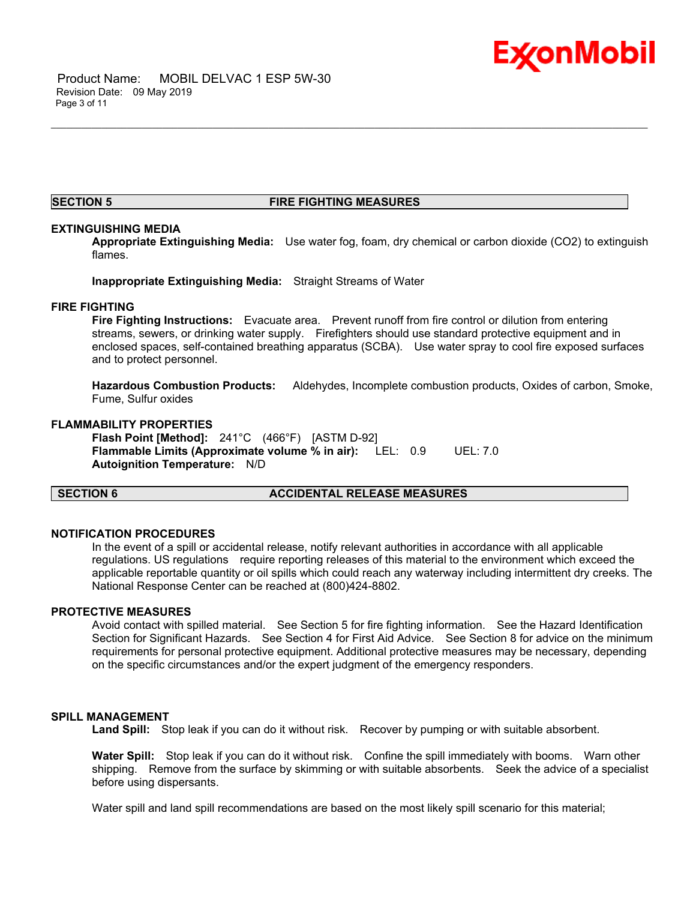## SECTION 5 FIRE FIGHTING MEASURES

### EXTINGUISHING MEDIA

**Appropriate Extinguishing Media:** Use water fog, foam, dry chemical or carbon dioxide ($CO_2$) to extinguish flames.

**Inappropriate Extinguishing Media:** Straight Streams of Water

### FIRE FIGHTING

**Fire Fighting Instructions:** Evacuate area. Prevent runoff from fire control or dilution from entering streams, sewers, or drinking water supply. Firefighters should use standard protective equipment and in enclosed spaces, self-contained breathing apparatus (SCBA). Use water spray to cool fire exposed surfaces and to protect personnel.

**Hazardous Combustion Products:** Aldehydes, Incomplete combustion products, Oxides of carbon, Smoke, Fume, Sulfur oxides

### FLAMMABILITY PROPERTIES

**Flash Point [Method]:** 241°C (466°F) [ASTM D-92]
**Flammable Limits (Approximate volume % in air):** LEL: 0.9 UEL: 7.0
**Autoignition Temperature:** N/D

## SECTION 6 ACCIDENTAL RELEASE MEASURES

### NOTIFICATION PROCEDURES

In the event of a spill or accidental release, notify relevant authorities in accordance with all applicable regulations. US regulations require reporting releases of this material to the environment which exceed the applicable reportable quantity or oil spills which could reach any waterway including intermittent dry creeks. The National Response Center can be reached at (800)424-8802.

### PROTECTIVE MEASURES

Avoid contact with spilled material. See Section 5 for fire fighting information. See the Hazard Identification Section for Significant Hazards. See Section 4 for First Aid Advice. See Section 8 for advice on the minimum requirements for personal protective equipment. Additional protective measures may be necessary, depending on the specific circumstances and/or the expert judgment of the emergency responders.

### SPILL MANAGEMENT

**Land Spill:** Stop leak if you can do it without risk. Recover by pumping or with suitable absorbent.

**Water Spill:** Stop leak if you can do it without risk. Confine the spill immediately with booms. Warn other shipping. Remove from the surface by skimming or with suitable absorbents. Seek the advice of a specialist before using dispersants.

Water spill and land spill recommendations are based on the most likely spill scenario for this material;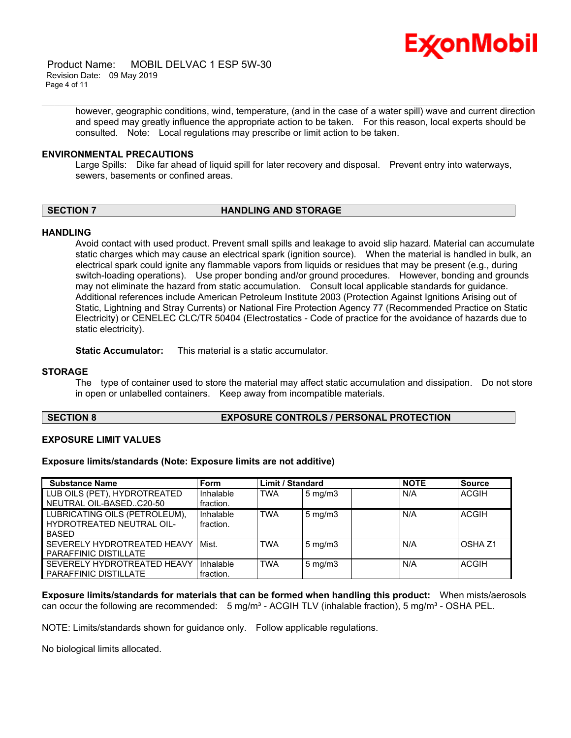however, geographic conditions, wind, temperature, (and in the case of a water spill) wave and current direction and speed may greatly influence the appropriate action to be taken. For this reason, local experts should be consulted. Note: Local regulations may prescribe or limit action to be taken.

### ENVIRONMENTAL PRECAUTIONS

Large Spills: Dike far ahead of liquid spill for later recovery and disposal. Prevent entry into waterways, sewers, basements or confined areas.

## SECTION 7 HANDLING AND STORAGE

### HANDLING

Avoid contact with used product. Prevent small spills and leakage to avoid slip hazard. Material can accumulate static charges which may cause an electrical spark (ignition source). When the material is handled in bulk, an electrical spark could ignite any flammable vapors from liquids or residues that may be present (e.g., during switch-loading operations). Use proper bonding and/or ground procedures. However, bonding and grounds may not eliminate the hazard from static accumulation. Consult local applicable standards for guidance. Additional references include American Petroleum Institute 2003 (Protection Against Ignitions Arising out of Static, Lightning and Stray Currents) or National Fire Protection Agency 77 (Recommended Practice on Static Electricity) or CENELEC CLC/TR 50404 (Electrostatics - Code of practice for the avoidance of hazards due to static electricity).

**Static Accumulator:** This material is a static accumulator.

### STORAGE

The type of container used to store the material may affect static accumulation and dissipation. Do not store in open or unlabelled containers. Keep away from incompatible materials.

## SECTION 8 EXPOSURE CONTROLS / PERSONAL PROTECTION

### EXPOSURE LIMIT VALUES

**Exposure limits/standards (Note: Exposure limits are not additive)**

| Substance Name | Form | Limit / Standard | | | NOTE | Source |
|---|---|---|---|---|---|---|
| LUB OILS (PET), HYDROTREATED NEUTRAL OIL-BASED..C20-50 | Inhalable fraction. | TWA | 5 mg/m3 | | N/A | ACGIH |
| LUBRICATING OILS (PETROLEUM), HYDROTREATED NEUTRAL OIL-BASED | Inhalable fraction. | TWA | 5 mg/m3 | | N/A | ACGIH |
| SEVERELY HYDROTREATED HEAVY PARAFFINIC DISTILLATE | Mist. | TWA | 5 mg/m3 | | N/A | OSHA Z1 |
| SEVERELY HYDROTREATED HEAVY PARAFFINIC DISTILLATE | Inhalable fraction. | TWA | 5 mg/m3 | | N/A | ACGIH |

**Exposure limits/standards for materials that can be formed when handling this product:** When mists/aerosols can occur the following are recommended: 5 mg/m³ - ACGIH TLV (inhalable fraction), 5 mg/m³ - OSHA PEL.

NOTE: Limits/standards shown for guidance only. Follow applicable regulations.

No biological limits allocated.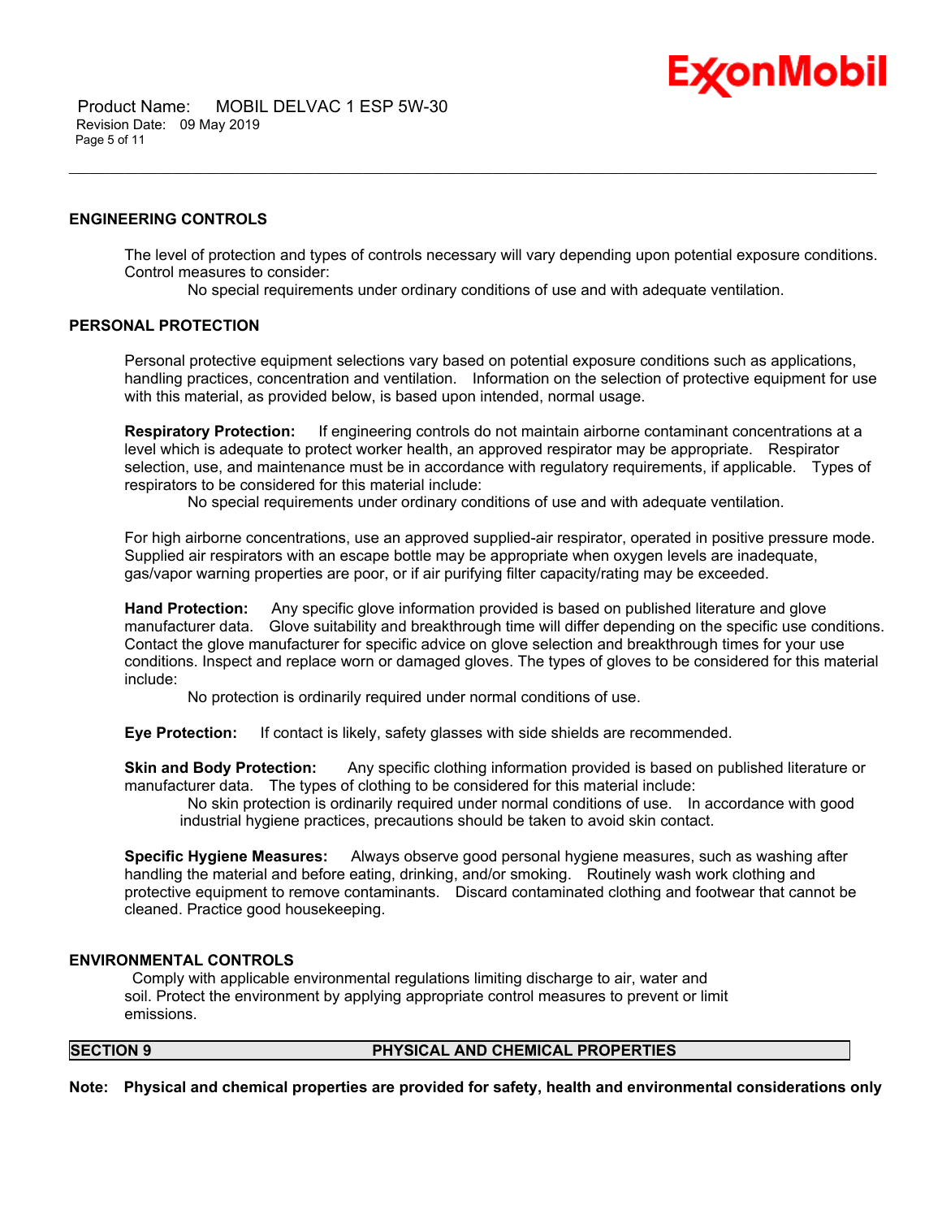### ENGINEERING CONTROLS

The level of protection and types of controls necessary will vary depending upon potential exposure conditions. Control measures to consider:

No special requirements under ordinary conditions of use and with adequate ventilation.

### PERSONAL PROTECTION

Personal protective equipment selections vary based on potential exposure conditions such as applications, handling practices, concentration and ventilation. Information on the selection of protective equipment for use with this material, as provided below, is based upon intended, normal usage.

**Respiratory Protection:** If engineering controls do not maintain airborne contaminant concentrations at a level which is adequate to protect worker health, an approved respirator may be appropriate. Respirator selection, use, and maintenance must be in accordance with regulatory requirements, if applicable. Types of respirators to be considered for this material include:

No special requirements under ordinary conditions of use and with adequate ventilation.

For high airborne concentrations, use an approved supplied-air respirator, operated in positive pressure mode. Supplied air respirators with an escape bottle may be appropriate when oxygen levels are inadequate, gas/vapor warning properties are poor, or if air purifying filter capacity/rating may be exceeded.

**Hand Protection:** Any specific glove information provided is based on published literature and glove manufacturer data. Glove suitability and breakthrough time will differ depending on the specific use conditions. Contact the glove manufacturer for specific advice on glove selection and breakthrough times for your use conditions. Inspect and replace worn or damaged gloves. The types of gloves to be considered for this material include:

No protection is ordinarily required under normal conditions of use.

**Eye Protection:** If contact is likely, safety glasses with side shields are recommended.

**Skin and Body Protection:** Any specific clothing information provided is based on published literature or manufacturer data. The types of clothing to be considered for this material include:

No skin protection is ordinarily required under normal conditions of use. In accordance with good industrial hygiene practices, precautions should be taken to avoid skin contact.

**Specific Hygiene Measures:** Always observe good personal hygiene measures, such as washing after handling the material and before eating, drinking, and/or smoking. Routinely wash work clothing and protective equipment to remove contaminants. Discard contaminated clothing and footwear that cannot be cleaned. Practice good housekeeping.

### ENVIRONMENTAL CONTROLS

Comply with applicable environmental regulations limiting discharge to air, water and soil. Protect the environment by applying appropriate control measures to prevent or limit emissions.

## SECTION 9 PHYSICAL AND CHEMICAL PROPERTIES

**Note: Physical and chemical properties are provided for safety, health and environmental considerations only**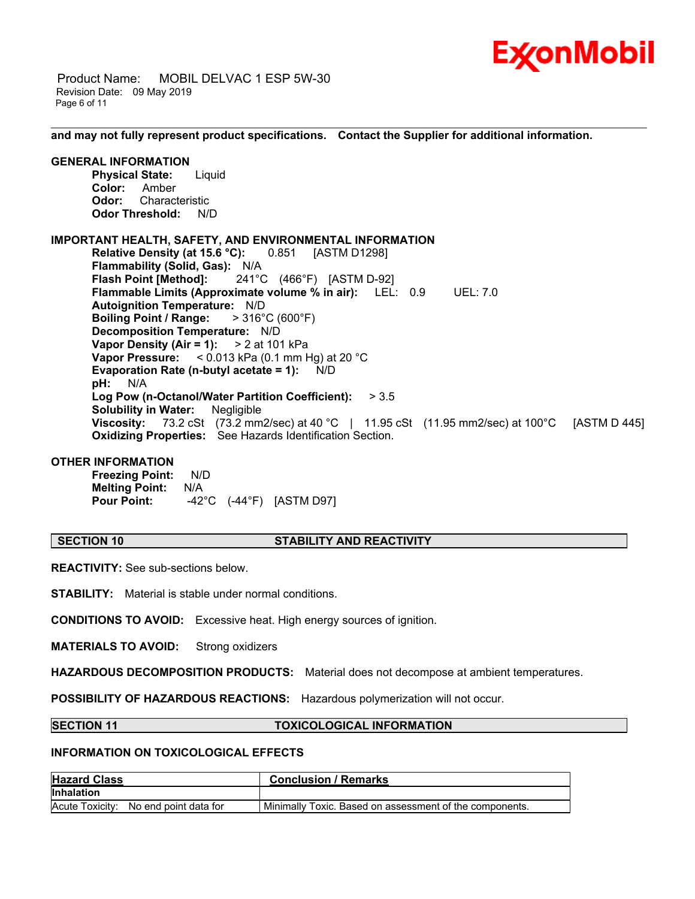**and may not fully represent product specifications. Contact the Supplier for additional information.**

**GENERAL INFORMATION**

**Physical State:** Liquid
**Color:** Amber
**Odor:** Characteristic
**Odor Threshold:** N/D

**IMPORTANT HEALTH, SAFETY, AND ENVIRONMENTAL INFORMATION**

**Relative Density (at 15.6 °C):** 0.851 [ASTM D1298]
**Flammability (Solid, Gas):** N/A
**Flash Point [Method]:** 241°C (466°F) [ASTM D-92]
**Flammable Limits (Approximate volume % in air):** LEL: 0.9 UEL: 7.0
**Autoignition Temperature:** N/D
**Boiling Point / Range:** > 316°C (600°F)
**Decomposition Temperature:** N/D
**Vapor Density (Air = 1):** > 2 at 101 kPa
**Vapor Pressure:** < 0.013 kPa (0.1 mm Hg) at 20 °C
**Evaporation Rate (n-butyl acetate = 1):** N/D
**pH:** N/A
**Log Pow (n-Octanol/Water Partition Coefficient):** > 3.5
**Solubility in Water:** Negligible
**Viscosity:** 73.2 cSt (73.2 mm2/sec) at 40 °C | 11.95 cSt (11.95 mm2/sec) at 100°C [ASTM D 445]
**Oxidizing Properties:** See Hazards Identification Section.

**OTHER INFORMATION**

**Freezing Point:** N/D
**Melting Point:** N/A
**Pour Point:** -42°C (-44°F) [ASTM D97]

## SECTION 10 STABILITY AND REACTIVITY

**REACTIVITY:** See sub-sections below.

**STABILITY:** Material is stable under normal conditions.

**CONDITIONS TO AVOID:** Excessive heat. High energy sources of ignition.

**MATERIALS TO AVOID:** Strong oxidizers

**HAZARDOUS DECOMPOSITION PRODUCTS:** Material does not decompose at ambient temperatures.

**POSSIBILITY OF HAZARDOUS REACTIONS:** Hazardous polymerization will not occur.

## SECTION 11 TOXICOLOGICAL INFORMATION

**INFORMATION ON TOXICOLOGICAL EFFECTS**

| Hazard Class | Conclusion / Remarks |
|---|---|
| **Inhalation** | |
| Acute Toxicity: No end point data for | Minimally Toxic. Based on assessment of the components. |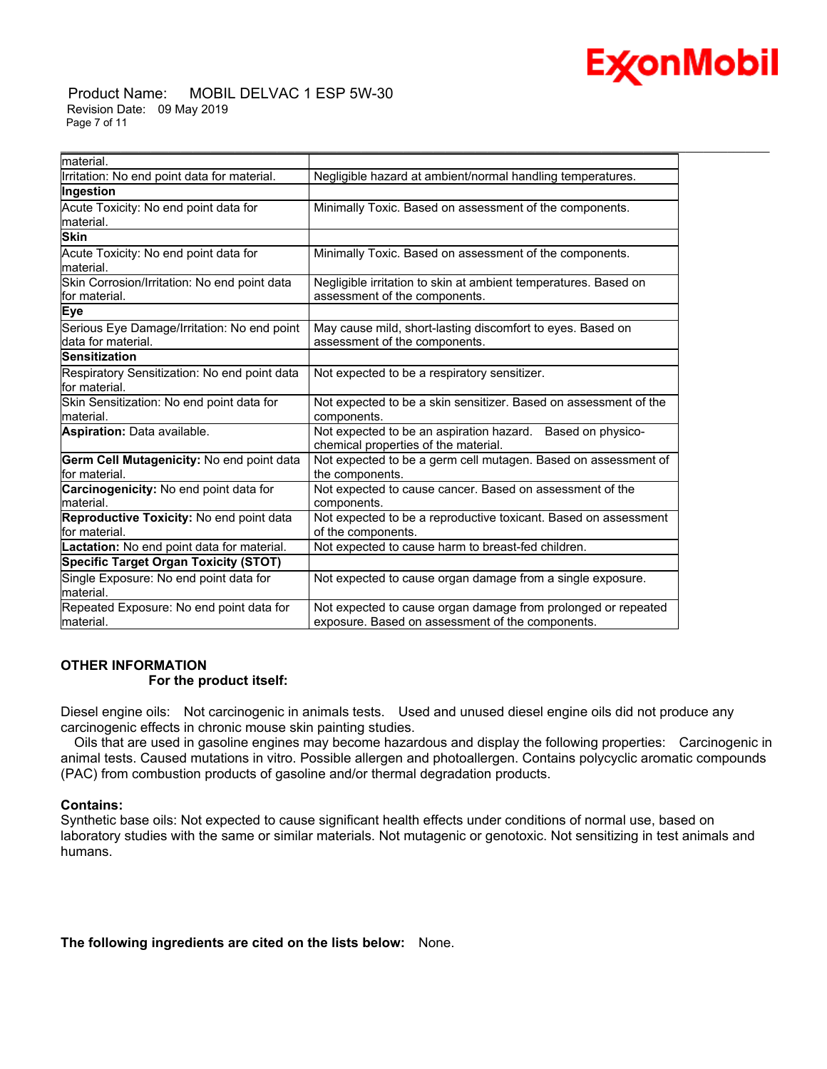| | |
|---|---|
| material. | |
| Irritation: No end point data for material. | Negligible hazard at ambient/normal handling temperatures. |
| **Ingestion** | |
| Acute Toxicity: No end point data for material. | Minimally Toxic. Based on assessment of the components. |
| **Skin** | |
| Acute Toxicity: No end point data for material. | Minimally Toxic. Based on assessment of the components. |
| Skin Corrosion/Irritation: No end point data for material. | Negligible irritation to skin at ambient temperatures. Based on assessment of the components. |
| **Eye** | |
| Serious Eye Damage/Irritation: No end point data for material. | May cause mild, short-lasting discomfort to eyes. Based on assessment of the components. |
| **Sensitization** | |
| Respiratory Sensitization: No end point data for material. | Not expected to be a respiratory sensitizer. |
| Skin Sensitization: No end point data for material. | Not expected to be a skin sensitizer. Based on assessment of the components. |
| **Aspiration:** Data available. | Not expected to be an aspiration hazard. Based on physico-chemical properties of the material. |
| **Germ Cell Mutagenicity:** No end point data for material. | Not expected to be a germ cell mutagen. Based on assessment of the components. |
| **Carcinogenicity:** No end point data for material. | Not expected to cause cancer. Based on assessment of the components. |
| **Reproductive Toxicity:** No end point data for material. | Not expected to be a reproductive toxicant. Based on assessment of the components. |
| **Lactation:** No end point data for material. | Not expected to cause harm to breast-fed children. |
| **Specific Target Organ Toxicity (STOT)** | |
| Single Exposure: No end point data for material. | Not expected to cause organ damage from a single exposure. |
| Repeated Exposure: No end point data for material. | Not expected to cause organ damage from prolonged or repeated exposure. Based on assessment of the components. |

**OTHER INFORMATION**

**For the product itself:**

Diesel engine oils: Not carcinogenic in animals tests. Used and unused diesel engine oils did not produce any carcinogenic effects in chronic mouse skin painting studies.
Oils that are used in gasoline engines may become hazardous and display the following properties: Carcinogenic in animal tests. Caused mutations in vitro. Possible allergen and photoallergen. Contains polycyclic aromatic compounds (PAC) from combustion products of gasoline and/or thermal degradation products.

**Contains:**
Synthetic base oils: Not expected to cause significant health effects under conditions of normal use, based on laboratory studies with the same or similar materials. Not mutagenic or genotoxic. Not sensitizing in test animals and humans.

**The following ingredients are cited on the lists below:** None.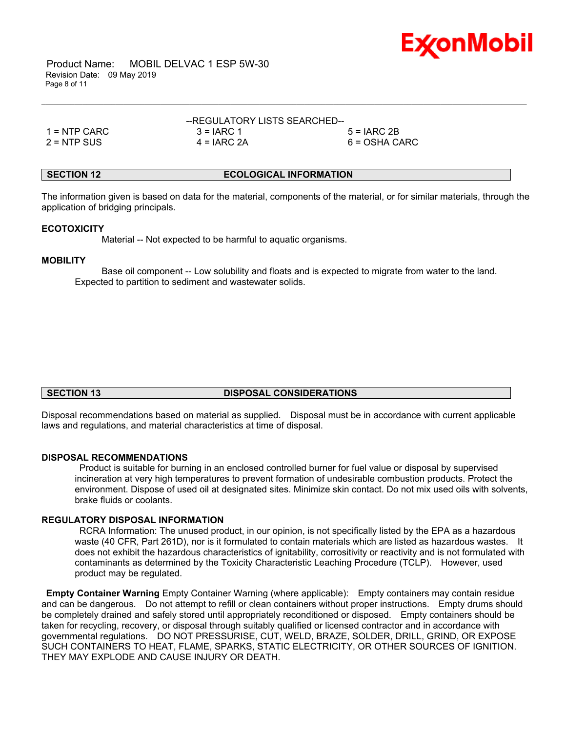--REGULATORY LISTS SEARCHED--

| | | |
|---|---|---|
| 1 = NTP CARC | 3 = IARC 1 | 5 = IARC 2B |
| 2 = NTP SUS | 4 = IARC 2A | 6 = OSHA CARC |

## SECTION 12 ECOLOGICAL INFORMATION

The information given is based on data for the material, components of the material, or for similar materials, through the application of bridging principals.

### ECOTOXICITY

Material -- Not expected to be harmful to aquatic organisms.

### MOBILITY

Base oil component -- Low solubility and floats and is expected to migrate from water to the land. Expected to partition to sediment and wastewater solids.

## SECTION 13 DISPOSAL CONSIDERATIONS

Disposal recommendations based on material as supplied. Disposal must be in accordance with current applicable laws and regulations, and material characteristics at time of disposal.

### DISPOSAL RECOMMENDATIONS

Product is suitable for burning in an enclosed controlled burner for fuel value or disposal by supervised incineration at very high temperatures to prevent formation of undesirable combustion products. Protect the environment. Dispose of used oil at designated sites. Minimize skin contact. Do not mix used oils with solvents, brake fluids or coolants.

### REGULATORY DISPOSAL INFORMATION

RCRA Information: The unused product, in our opinion, is not specifically listed by the EPA as a hazardous waste (40 CFR, Part 261D), nor is it formulated to contain materials which are listed as hazardous wastes. It does not exhibit the hazardous characteristics of ignitability, corrositivity or reactivity and is not formulated with contaminants as determined by the Toxicity Characteristic Leaching Procedure (TCLP). However, used product may be regulated.

**Empty Container Warning** Empty Container Warning (where applicable): Empty containers may contain residue and can be dangerous. Do not attempt to refill or clean containers without proper instructions. Empty drums should be completely drained and safely stored until appropriately reconditioned or disposed. Empty containers should be taken for recycling, recovery, or disposal through suitably qualified or licensed contractor and in accordance with governmental regulations. DO NOT PRESSURISE, CUT, WELD, BRAZE, SOLDER, DRILL, GRIND, OR EXPOSE SUCH CONTAINERS TO HEAT, FLAME, SPARKS, STATIC ELECTRICITY, OR OTHER SOURCES OF IGNITION. THEY MAY EXPLODE AND CAUSE INJURY OR DEATH.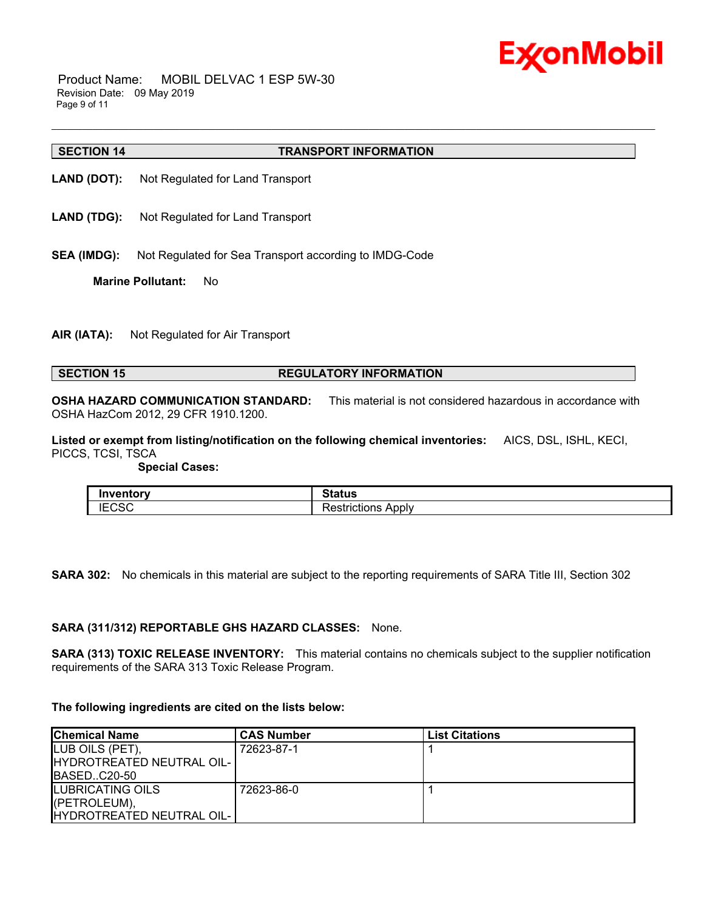## SECTION 14 TRANSPORT INFORMATION

**LAND (DOT):** Not Regulated for Land Transport

**LAND (TDG):** Not Regulated for Land Transport

**SEA (IMDG):** Not Regulated for Sea Transport according to IMDG-Code

**Marine Pollutant:** No

**AIR (IATA):** Not Regulated for Air Transport

## SECTION 15 REGULATORY INFORMATION

**OSHA HAZARD COMMUNICATION STANDARD:** This material is not considered hazardous in accordance with OSHA HazCom 2012, 29 CFR 1910.1200.

**Listed or exempt from listing/notification on the following chemical inventories:** AICS, DSL, ISHL, KECI, PICCS, TCSI, TSCA

**Special Cases:**

| Inventory | Status |
|---|---|
| IECSC | Restrictions Apply |

**SARA 302:** No chemicals in this material are subject to the reporting requirements of SARA Title III, Section 302

**SARA (311/312) REPORTABLE GHS HAZARD CLASSES:** None.

**SARA (313) TOXIC RELEASE INVENTORY:** This material contains no chemicals subject to the supplier notification requirements of the SARA 313 Toxic Release Program.

**The following ingredients are cited on the lists below:**

| Chemical Name | CAS Number | List Citations |
|---|---|---|
| LUB OILS (PET), HYDROTREATED NEUTRAL OIL-BASED..C20-50 | 72623-87-1 | 1 |
| LUBRICATING OILS (PETROLEUM), HYDROTREATED NEUTRAL OIL- | 72623-86-0 | 1 |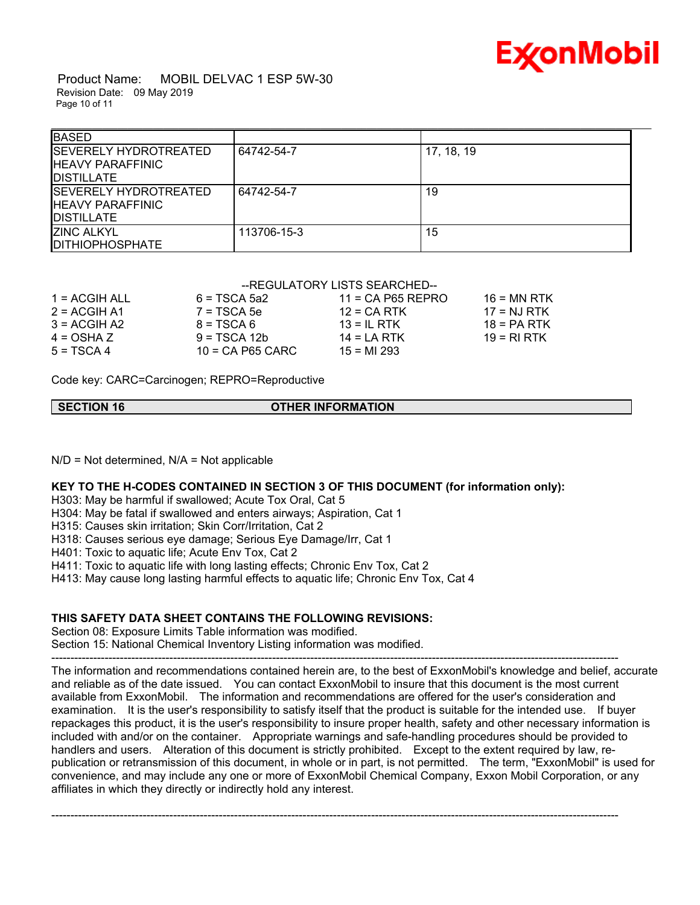| BASED | | |
|---|---|---|
| SEVERELY HYDROTREATED HEAVY PARAFFINIC DISTILLATE | 64742-54-7 | 17, 18, 19 |
| SEVERELY HYDROTREATED HEAVY PARAFFINIC DISTILLATE | 64742-54-7 | 19 |
| ZINC ALKYL DITHIOPHOSPHATE | 113706-15-3 | 15 |

--REGULATORY LISTS SEARCHED--

| | | | |
|---|---|---|---|
| 1 = ACGIH ALL | 6 = TSCA 5a2 | 11 = CA P65 REPRO | 16 = MN RTK |
| 2 = ACGIH A1 | 7 = TSCA 5e | 12 = CA RTK | 17 = NJ RTK |
| 3 = ACGIH A2 | 8 = TSCA 6 | 13 = IL RTK | 18 = PA RTK |
| 4 = OSHA Z | 9 = TSCA 12b | 14 = LA RTK | 19 = RI RTK |
| 5 = TSCA 4 | 10 = CA P65 CARC | 15 = MI 293 | |

Code key: CARC=Carcinogen; REPRO=Reproductive

## SECTION 16 OTHER INFORMATION

N/D = Not determined, N/A = Not applicable

**KEY TO THE H-CODES CONTAINED IN SECTION 3 OF THIS DOCUMENT (for information only):**

H303: May be harmful if swallowed; Acute Tox Oral, Cat 5
H304: May be fatal if swallowed and enters airways; Aspiration, Cat 1
H315: Causes skin irritation; Skin Corr/Irritation, Cat 2
H318: Causes serious eye damage; Serious Eye Damage/Irr, Cat 1
H401: Toxic to aquatic life; Acute Env Tox, Cat 2
H411: Toxic to aquatic life with long lasting effects; Chronic Env Tox, Cat 2
H413: May cause long lasting harmful effects to aquatic life; Chronic Env Tox, Cat 4

**THIS SAFETY DATA SHEET CONTAINS THE FOLLOWING REVISIONS:**

Section 08: Exposure Limits Table information was modified.
Section 15: National Chemical Inventory Listing information was modified.

---

The information and recommendations contained herein are, to the best of ExxonMobil's knowledge and belief, accurate and reliable as of the date issued. You can contact ExxonMobil to insure that this document is the most current available from ExxonMobil. The information and recommendations are offered for the user's consideration and examination. It is the user's responsibility to satisfy itself that the product is suitable for the intended use. If buyer repackages this product, it is the user's responsibility to insure proper health, safety and other necessary information is included with and/or on the container. Appropriate warnings and safe-handling procedures should be provided to handlers and users. Alteration of this document is strictly prohibited. Except to the extent required by law, re-publication or retransmission of this document, in whole or in part, is not permitted. The term, "ExxonMobil" is used for convenience, and may include any one or more of ExxonMobil Chemical Company, Exxon Mobil Corporation, or any affiliates in which they directly or indirectly hold any interest.

---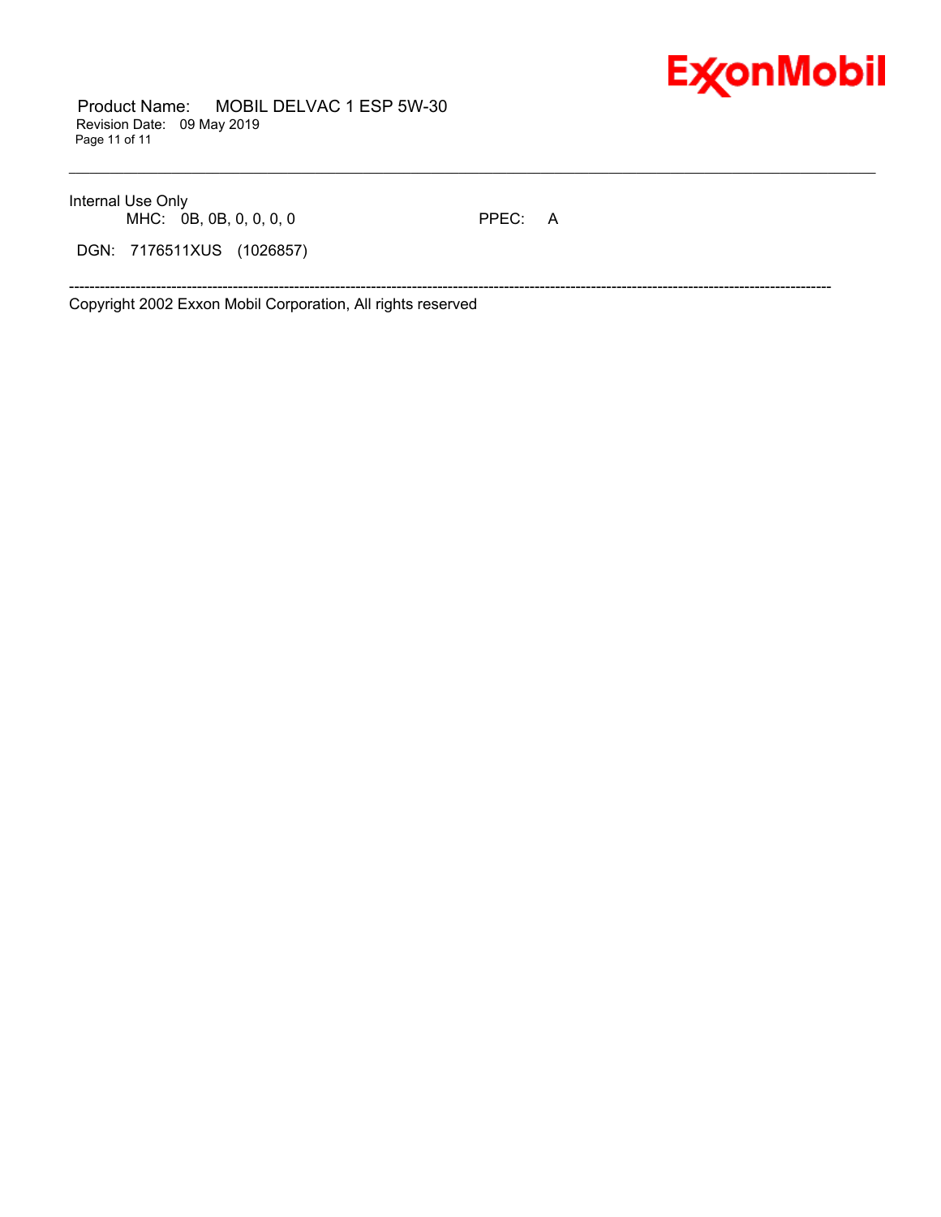Internal Use Only

MHC: 0B, 0B, 0, 0, 0, 0 PPEC: A

DGN: 7176511XUS (1026857)

---

Copyright 2002 Exxon Mobil Corporation, All rights reserved